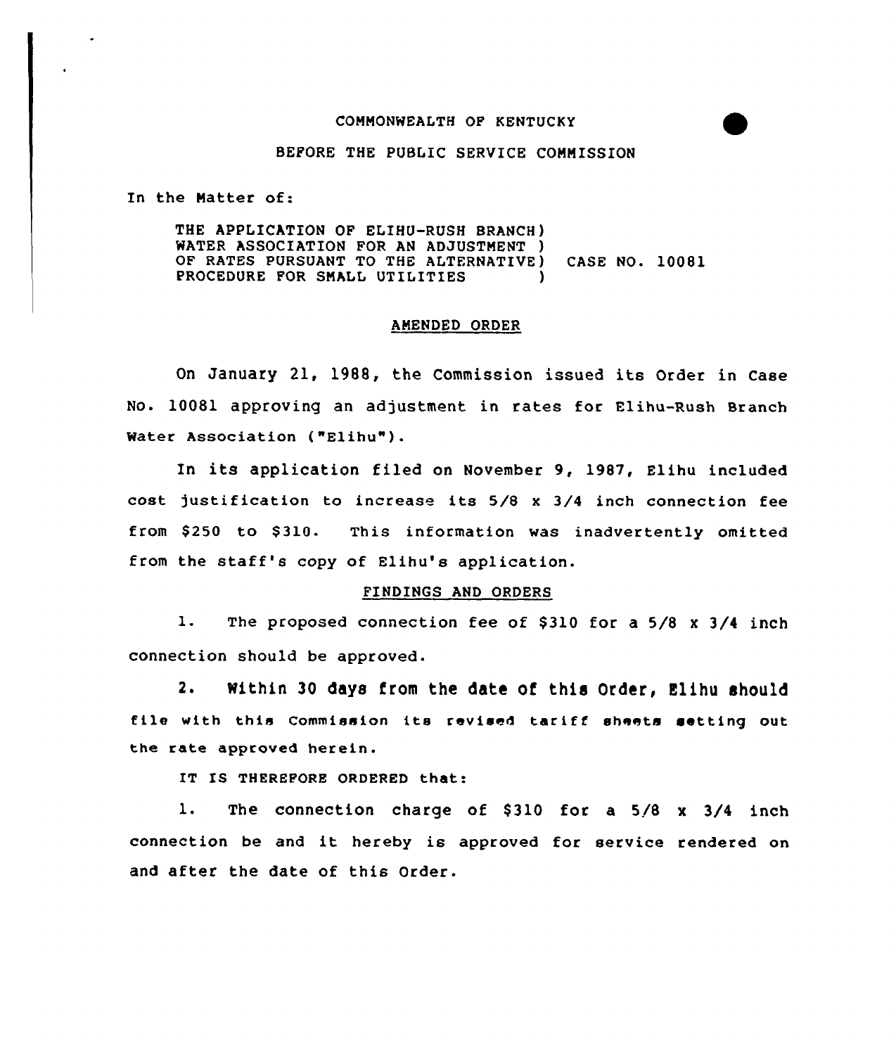COMMONWEALTH OF KENTUCKY

BEFORE THE PUBLIC SERVICE COMMISSION

In the Matter of:

THE APPLICATION OF ELIHU-RUSH BRANCH ) WATER ASSOCIATION FOR AN ADJUSTMENT ) OF RATES PURSUANT TO THE ALTERNATIVE ) PROCEDURE FOR SMALL UTILITIES ) CASE NO. 10081

## AMENDED ORDER

On January 21, 1988, the Commission issued its Order in Case No. 10081 approving an adjustment in rates for Elihu-Rush Branch Water Association ("Elihu").

In its application filed on November 9, 1987, Elihu included cost justification to increase its 5/8 x 3/4 inch connection fee from $250 to $310. This information was inadvertently omitted from the staff's copy of Elihu's application.

## FINDINGS AND ORDERS

1. The proposed connection fee of $310 for a 5/8 x 3/4 inch connection should be approved.

2. Within 30 days from the date of this Order, Elihu should file with this Commission its revised tariff sheets setting out the rate approved herein.

IT IS THEREFORE ORDERED that:

1. The connection charge of $310 for a 5/8 x 3/4 inch connection be and it hereby is approved for service rendered on and after the date of this Order.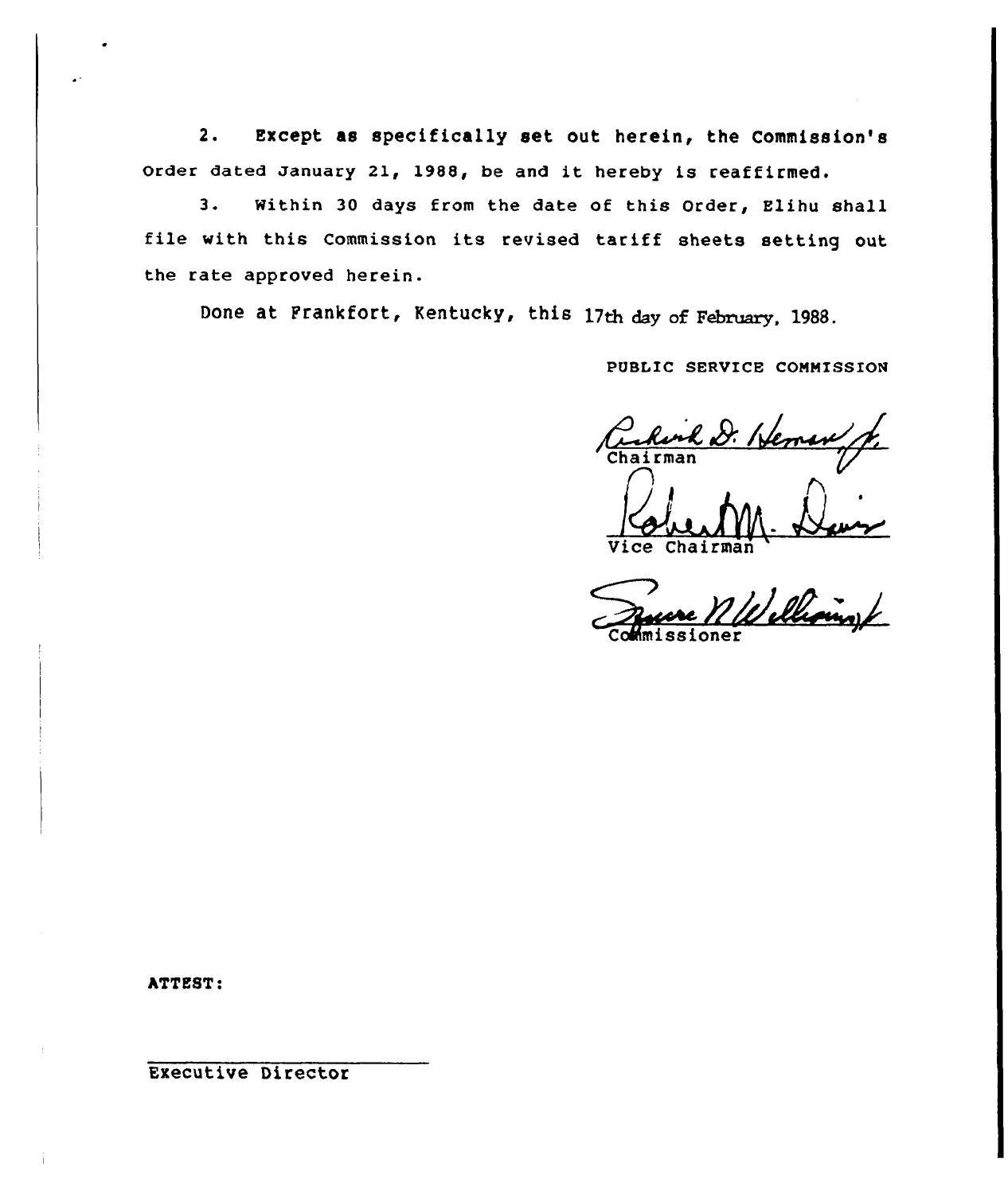2. Except as specifically set out herein, the Commission's Order dated January 21, 1988, be and it hereby is reaffirmed.

3. Within 30 days from the date of this Order, Elihu shall file with this Commission its revised tariff sheets setting out the rate approved herein.

Done at Frankfort, Kentucky, this 17th day of February, 1988.

PUBLIC SERVICE COMMISSION

Chairman

Vice Chairman

Commissioner

ATTEST:

Executive Director